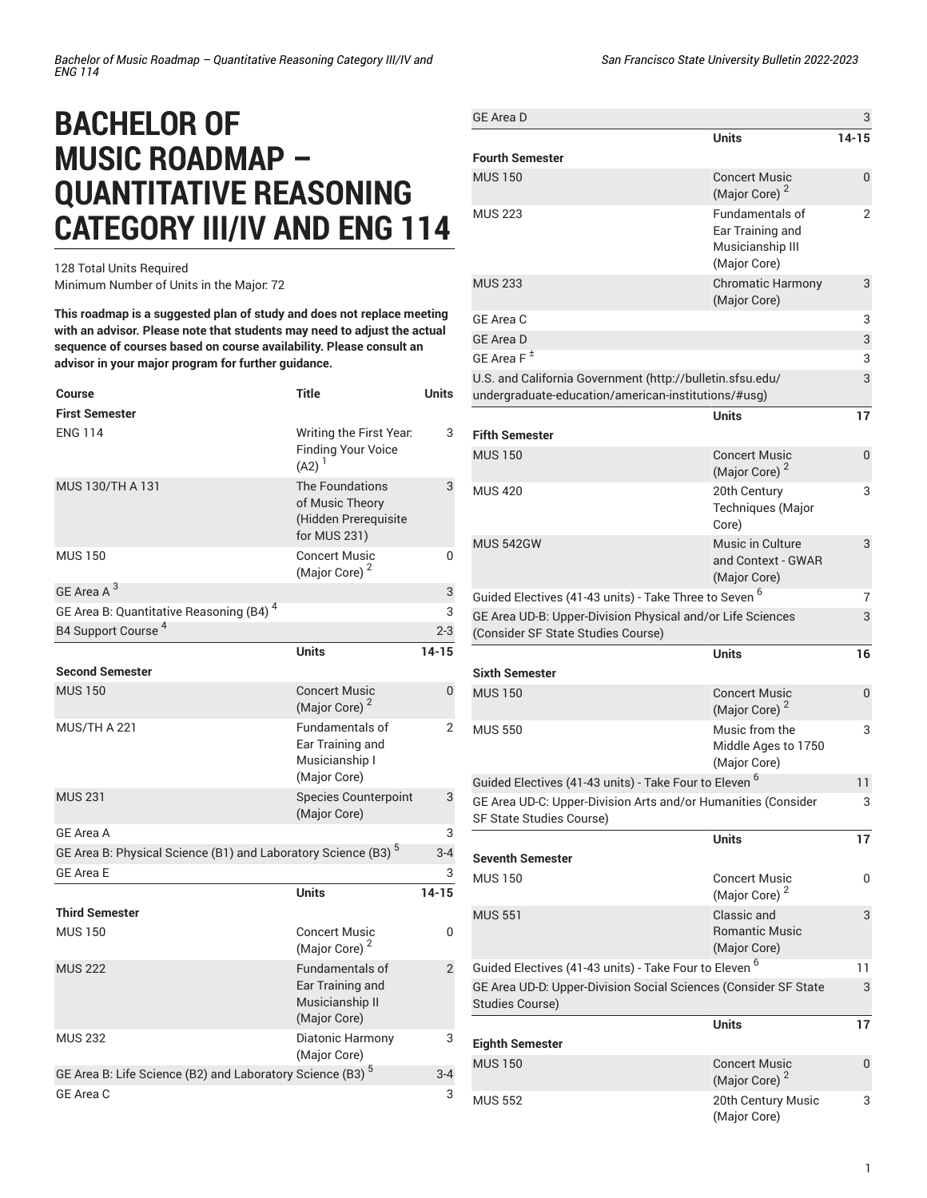# BACHELOR OF MUSIC ROADMAP – QUANTITATIVE REASONING CATEGORY III/IV AND ENG 114

128 Total Units Required
Minimum Number of Units in the Major: 72

**This roadmap is a suggested plan of study and does not replace meeting with an advisor. Please note that students may need to adjust the actual sequence of courses based on course availability. Please consult an advisor in your major program for further guidance.**

| Course | Title | Units |
|---|---|---|
| **First Semester** | | |
| ENG 114 | Writing the First Year: Finding Your Voice (A2) [1] | 3 |
| MUS 130/TH A 131 | The Foundations of Music Theory (Hidden Prerequisite for MUS 231) | 3 |
| MUS 150 | Concert Music (Major Core) [2] | 0 |
| GE Area A [3] | | 3 |
| GE Area B: Quantitative Reasoning (B4) [4] | | 3 |
| B4 Support Course [4] | | 2-3 |
| | **Units** | **14-15** |
| **Second Semester** | | |
| MUS 150 | Concert Music (Major Core) [2] | 0 |
| MUS/TH A 221 | Fundamentals of Ear Training and Musicianship I (Major Core) | 2 |
| MUS 231 | Species Counterpoint (Major Core) | 3 |
| GE Area A | | 3 |
| GE Area B: Physical Science (B1) and Laboratory Science (B3) [5] | | 3-4 |
| GE Area E | | 3 |
| | **Units** | **14-15** |
| **Third Semester** | | |
| MUS 150 | Concert Music (Major Core) [2] | 0 |
| MUS 222 | Fundamentals of Ear Training and Musicianship II (Major Core) | 2 |
| MUS 232 | Diatonic Harmony (Major Core) | 3 |
| GE Area B: Life Science (B2) and Laboratory Science (B3) [5] | | 3-4 |
| GE Area C | | 3 |
| GE Area D | | 3 |
| | **Units** | **14-15** |
| **Fourth Semester** | | |
| MUS 150 | Concert Music (Major Core) [2] | 0 |
| MUS 223 | Fundamentals of Ear Training and Musicianship III (Major Core) | 2 |
| MUS 233 | Chromatic Harmony (Major Core) | 3 |
| GE Area C | | 3 |
| GE Area D | | 3 |
| GE Area F [±] | | 3 |
| U.S. and California Government (http://bulletin.sfsu.edu/undergraduate-education/american-institutions/#usg) | | 3 |
| | **Units** | **17** |
| **Fifth Semester** | | |
| MUS 150 | Concert Music (Major Core) [2] | 0 |
| MUS 420 | 20th Century Techniques (Major Core) | 3 |
| MUS 542GW | Music in Culture and Context - GWAR (Major Core) | 3 |
| Guided Electives (41-43 units) - Take Three to Seven [6] | | 7 |
| GE Area UD-B: Upper-Division Physical and/or Life Sciences (Consider SF State Studies Course) | | 3 |
| | **Units** | **16** |
| **Sixth Semester** | | |
| MUS 150 | Concert Music (Major Core) [2] | 0 |
| MUS 550 | Music from the Middle Ages to 1750 (Major Core) | 3 |
| Guided Electives (41-43 units) - Take Four to Eleven [6] | | 11 |
| GE Area UD-C: Upper-Division Arts and/or Humanities (Consider SF State Studies Course) | | 3 |
| | **Units** | **17** |
| **Seventh Semester** | | |
| MUS 150 | Concert Music (Major Core) [2] | 0 |
| MUS 551 | Classic and Romantic Music (Major Core) | 3 |
| Guided Electives (41-43 units) - Take Four to Eleven [6] | | 11 |
| GE Area UD-D: Upper-Division Social Sciences (Consider SF State Studies Course) | | 3 |
| | **Units** | **17** |
| **Eighth Semester** | | |
| MUS 150 | Concert Music (Major Core) [2] | 0 |
| MUS 552 | 20th Century Music (Major Core) | 3 |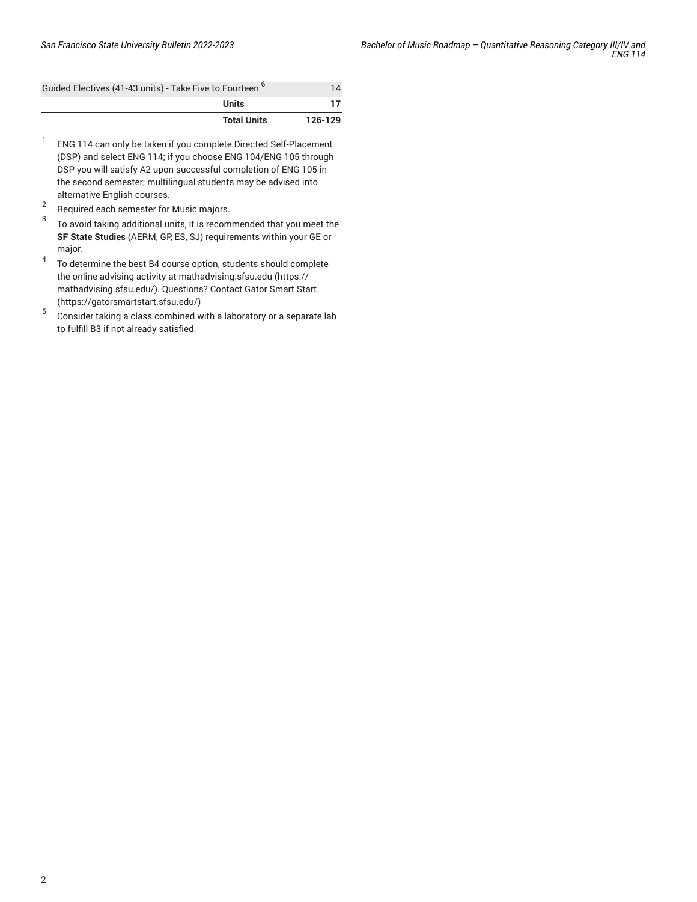| Guided Electives (41-43 units) - Take Five to Fourteen [6] | 14 |
| --- | --- |
| **Units** | **17** |
| **Total Units** | **126-129** |

1. ENG 114 can only be taken if you complete Directed Self-Placement (DSP) and select ENG 114; if you choose ENG 104/ENG 105 through DSP you will satisfy A2 upon successful completion of ENG 105 in the second semester; multilingual students may be advised into alternative English courses.
2. Required each semester for Music majors.
3. To avoid taking additional units, it is recommended that you meet the **SF State Studies** (AERM, GP, ES, SJ) requirements within your GE or major.
4. To determine the best B4 course option, students should complete the online advising activity at mathadvising.sfsu.edu (https://mathadvising.sfsu.edu/). Questions? Contact Gator Smart Start. (https://gatorsmartstart.sfsu.edu/)
5. Consider taking a class combined with a laboratory or a separate lab to fulfill B3 if not already satisfied.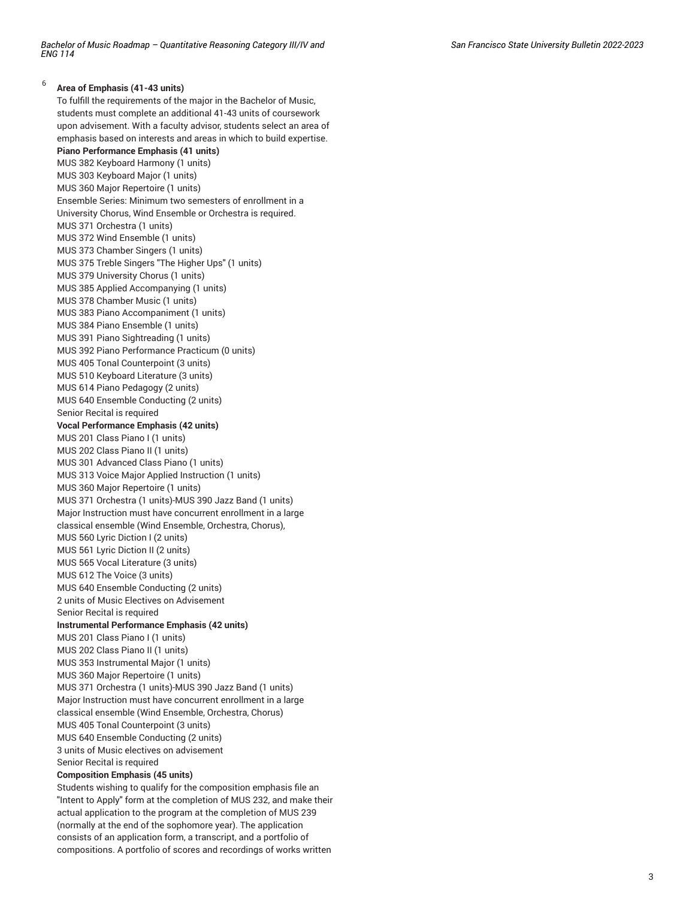[6] **Area of Emphasis (41-43 units)**

To fulfill the requirements of the major in the Bachelor of Music, students must complete an additional 41-43 units of coursework upon advisement. With a faculty advisor, students select an area of emphasis based on interests and areas in which to build expertise.

**Piano Performance Emphasis (41 units)**

MUS 382 Keyboard Harmony (1 units)
MUS 303 Keyboard Major (1 units)
MUS 360 Major Repertoire (1 units)
Ensemble Series: Minimum two semesters of enrollment in a University Chorus, Wind Ensemble or Orchestra is required.
MUS 371 Orchestra (1 units)
MUS 372 Wind Ensemble (1 units)
MUS 373 Chamber Singers (1 units)
MUS 375 Treble Singers "The Higher Ups" (1 units)
MUS 379 University Chorus (1 units)
MUS 385 Applied Accompanying (1 units)
MUS 378 Chamber Music (1 units)
MUS 383 Piano Accompaniment (1 units)
MUS 384 Piano Ensemble (1 units)
MUS 391 Piano Sightreading (1 units)
MUS 392 Piano Performance Practicum (0 units)
MUS 405 Tonal Counterpoint (3 units)
MUS 510 Keyboard Literature (3 units)
MUS 614 Piano Pedagogy (2 units)
MUS 640 Ensemble Conducting (2 units)
Senior Recital is required

**Vocal Performance Emphasis (42 units)**

MUS 201 Class Piano I (1 units)
MUS 202 Class Piano II (1 units)
MUS 301 Advanced Class Piano (1 units)
MUS 313 Voice Major Applied Instruction (1 units)
MUS 360 Major Repertoire (1 units)
MUS 371 Orchestra (1 units)-MUS 390 Jazz Band (1 units)
Major Instruction must have concurrent enrollment in a large classical ensemble (Wind Ensemble, Orchestra, Chorus),
MUS 560 Lyric Diction I (2 units)
MUS 561 Lyric Diction II (2 units)
MUS 565 Vocal Literature (3 units)
MUS 612 The Voice (3 units)
MUS 640 Ensemble Conducting (2 units)
2 units of Music Electives on Advisement
Senior Recital is required

**Instrumental Performance Emphasis (42 units)**

MUS 201 Class Piano I (1 units)
MUS 202 Class Piano II (1 units)
MUS 353 Instrumental Major (1 units)
MUS 360 Major Repertoire (1 units)
MUS 371 Orchestra (1 units)-MUS 390 Jazz Band (1 units)
Major Instruction must have concurrent enrollment in a large classical ensemble (Wind Ensemble, Orchestra, Chorus)
MUS 405 Tonal Counterpoint (3 units)
MUS 640 Ensemble Conducting (2 units)
3 units of Music electives on advisement
Senior Recital is required

**Composition Emphasis (45 units)**

Students wishing to qualify for the composition emphasis file an "Intent to Apply" form at the completion of MUS 232, and make their actual application to the program at the completion of MUS 239 (normally at the end of the sophomore year). The application consists of an application form, a transcript, and a portfolio of compositions. A portfolio of scores and recordings of works written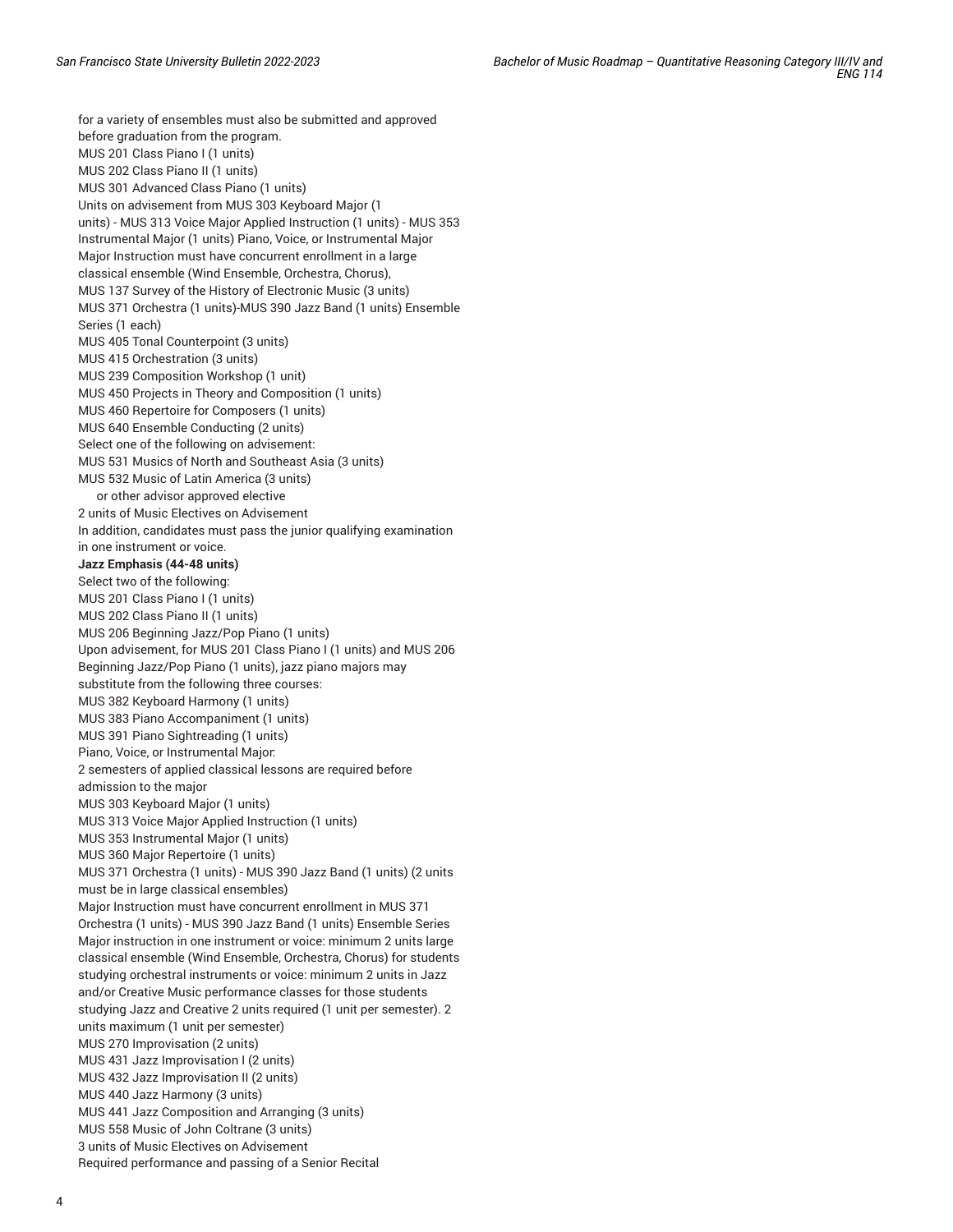for a variety of ensembles must also be submitted and approved before graduation from the program.

MUS 201 Class Piano I (1 units)
MUS 202 Class Piano II (1 units)
MUS 301 Advanced Class Piano (1 units)
Units on advisement from MUS 303 Keyboard Major (1 units) - MUS 313 Voice Major Applied Instruction (1 units) - MUS 353 Instrumental Major (1 units) Piano, Voice, or Instrumental Major Major Instruction must have concurrent enrollment in a large classical ensemble (Wind Ensemble, Orchestra, Chorus),
MUS 137 Survey of the History of Electronic Music (3 units)
MUS 371 Orchestra (1 units)-MUS 390 Jazz Band (1 units) Ensemble Series (1 each)
MUS 405 Tonal Counterpoint (3 units)
MUS 415 Orchestration (3 units)
MUS 239 Composition Workshop (1 unit)
MUS 450 Projects in Theory and Composition (1 units)
MUS 460 Repertoire for Composers (1 units)
MUS 640 Ensemble Conducting (2 units)
Select one of the following on advisement:
MUS 531 Musics of North and Southeast Asia (3 units)
MUS 532 Music of Latin America (3 units)
or other advisor approved elective
2 units of Music Electives on Advisement
In addition, candidates must pass the junior qualifying examination in one instrument or voice.

**Jazz Emphasis (44-48 units)**

Select two of the following:
MUS 201 Class Piano I (1 units)
MUS 202 Class Piano II (1 units)
MUS 206 Beginning Jazz/Pop Piano (1 units)
Upon advisement, for MUS 201 Class Piano I (1 units) and MUS 206 Beginning Jazz/Pop Piano (1 units), jazz piano majors may substitute from the following three courses:
MUS 382 Keyboard Harmony (1 units)
MUS 383 Piano Accompaniment (1 units)
MUS 391 Piano Sightreading (1 units)
Piano, Voice, or Instrumental Major:
2 semesters of applied classical lessons are required before admission to the major
MUS 303 Keyboard Major (1 units)
MUS 313 Voice Major Applied Instruction (1 units)
MUS 353 Instrumental Major (1 units)
MUS 360 Major Repertoire (1 units)
MUS 371 Orchestra (1 units) - MUS 390 Jazz Band (1 units) (2 units must be in large classical ensembles)
Major Instruction must have concurrent enrollment in MUS 371 Orchestra (1 units) - MUS 390 Jazz Band (1 units) Ensemble Series
Major instruction in one instrument or voice: minimum 2 units large classical ensemble (Wind Ensemble, Orchestra, Chorus) for students studying orchestral instruments or voice: minimum 2 units in Jazz and/or Creative Music performance classes for those students studying Jazz and Creative 2 units required (1 unit per semester). 2 units maximum (1 unit per semester)
MUS 270 Improvisation (2 units)
MUS 431 Jazz Improvisation I (2 units)
MUS 432 Jazz Improvisation II (2 units)
MUS 440 Jazz Harmony (3 units)
MUS 441 Jazz Composition and Arranging (3 units)
MUS 558 Music of John Coltrane (3 units)
3 units of Music Electives on Advisement
Required performance and passing of a Senior Recital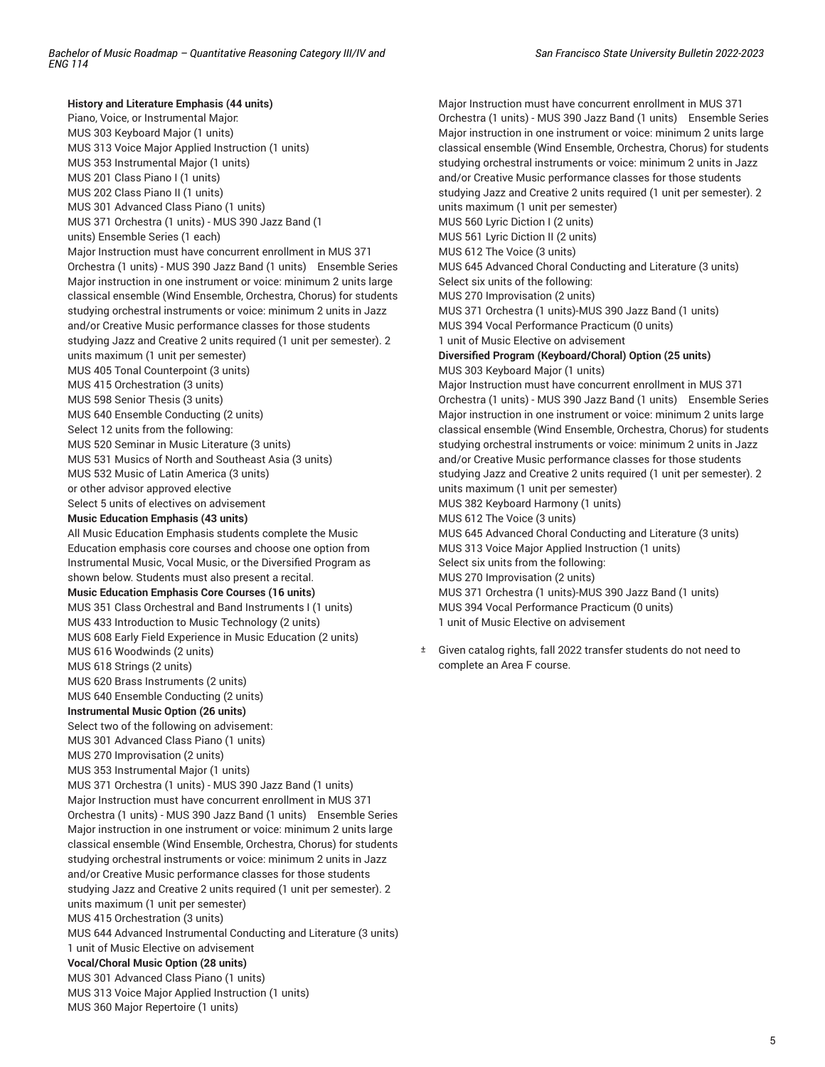**History and Literature Emphasis (44 units)**

Piano, Voice, or Instrumental Major:

MUS 303 Keyboard Major (1 units)

MUS 313 Voice Major Applied Instruction (1 units)

MUS 353 Instrumental Major (1 units)

MUS 201 Class Piano I (1 units)

MUS 202 Class Piano II (1 units)

MUS 301 Advanced Class Piano (1 units)

MUS 371 Orchestra (1 units) - MUS 390 Jazz Band (1 units) Ensemble Series (1 each)

Major Instruction must have concurrent enrollment in MUS 371 Orchestra (1 units) - MUS 390 Jazz Band (1 units) Ensemble Series Major instruction in one instrument or voice: minimum 2 units large classical ensemble (Wind Ensemble, Orchestra, Chorus) for students studying orchestral instruments or voice: minimum 2 units in Jazz and/or Creative Music performance classes for those students studying Jazz and Creative 2 units required (1 unit per semester). 2 units maximum (1 unit per semester)

MUS 405 Tonal Counterpoint (3 units)

MUS 415 Orchestration (3 units)

MUS 598 Senior Thesis (3 units)

MUS 640 Ensemble Conducting (2 units)

Select 12 units from the following:

MUS 520 Seminar in Music Literature (3 units)

MUS 531 Musics of North and Southeast Asia (3 units)

MUS 532 Music of Latin America (3 units)

or other advisor approved elective

Select 5 units of electives on advisement

**Music Education Emphasis (43 units)**

All Music Education Emphasis students complete the Music Education emphasis core courses and choose one option from Instrumental Music, Vocal Music, or the Diversified Program as shown below. Students must also present a recital.

**Music Education Emphasis Core Courses (16 units)**

MUS 351 Class Orchestral and Band Instruments I (1 units)

MUS 433 Introduction to Music Technology (2 units)

MUS 608 Early Field Experience in Music Education (2 units)

MUS 616 Woodwinds (2 units)

MUS 618 Strings (2 units)

MUS 620 Brass Instruments (2 units)

MUS 640 Ensemble Conducting (2 units)

**Instrumental Music Option (26 units)**

Select two of the following on advisement:

MUS 301 Advanced Class Piano (1 units)

MUS 270 Improvisation (2 units)

MUS 353 Instrumental Major (1 units)

MUS 371 Orchestra (1 units) - MUS 390 Jazz Band (1 units)

Major Instruction must have concurrent enrollment in MUS 371 Orchestra (1 units) - MUS 390 Jazz Band (1 units) Ensemble Series Major instruction in one instrument or voice: minimum 2 units large classical ensemble (Wind Ensemble, Orchestra, Chorus) for students studying orchestral instruments or voice: minimum 2 units in Jazz and/or Creative Music performance classes for those students studying Jazz and Creative 2 units required (1 unit per semester). 2 units maximum (1 unit per semester)

MUS 415 Orchestration (3 units)

MUS 644 Advanced Instrumental Conducting and Literature (3 units)

1 unit of Music Elective on advisement

**Vocal/Choral Music Option (28 units)**

MUS 301 Advanced Class Piano (1 units)

MUS 313 Voice Major Applied Instruction (1 units)

MUS 360 Major Repertoire (1 units)

Major Instruction must have concurrent enrollment in MUS 371 Orchestra (1 units) - MUS 390 Jazz Band (1 units) Ensemble Series Major instruction in one instrument or voice: minimum 2 units large classical ensemble (Wind Ensemble, Orchestra, Chorus) for students studying orchestral instruments or voice: minimum 2 units in Jazz and/or Creative Music performance classes for those students studying Jazz and Creative 2 units required (1 unit per semester). 2 units maximum (1 unit per semester)

MUS 560 Lyric Diction I (2 units)

MUS 561 Lyric Diction II (2 units)

MUS 612 The Voice (3 units)

MUS 645 Advanced Choral Conducting and Literature (3 units)

Select six units of the following:

MUS 270 Improvisation (2 units)

MUS 371 Orchestra (1 units)-MUS 390 Jazz Band (1 units)

MUS 394 Vocal Performance Practicum (0 units)

1 unit of Music Elective on advisement

**Diversified Program (Keyboard/Choral) Option (25 units)**

MUS 303 Keyboard Major (1 units)

Major Instruction must have concurrent enrollment in MUS 371 Orchestra (1 units) - MUS 390 Jazz Band (1 units) Ensemble Series Major instruction in one instrument or voice: minimum 2 units large classical ensemble (Wind Ensemble, Orchestra, Chorus) for students studying orchestral instruments or voice: minimum 2 units in Jazz and/or Creative Music performance classes for those students studying Jazz and Creative 2 units required (1 unit per semester). 2 units maximum (1 unit per semester)

MUS 382 Keyboard Harmony (1 units)

MUS 612 The Voice (3 units)

MUS 645 Advanced Choral Conducting and Literature (3 units)

MUS 313 Voice Major Applied Instruction (1 units)

Select six units from the following:

MUS 270 Improvisation (2 units)

MUS 371 Orchestra (1 units)-MUS 390 Jazz Band (1 units)

MUS 394 Vocal Performance Practicum (0 units)

1 unit of Music Elective on advisement

± Given catalog rights, fall 2022 transfer students do not need to complete an Area F course.